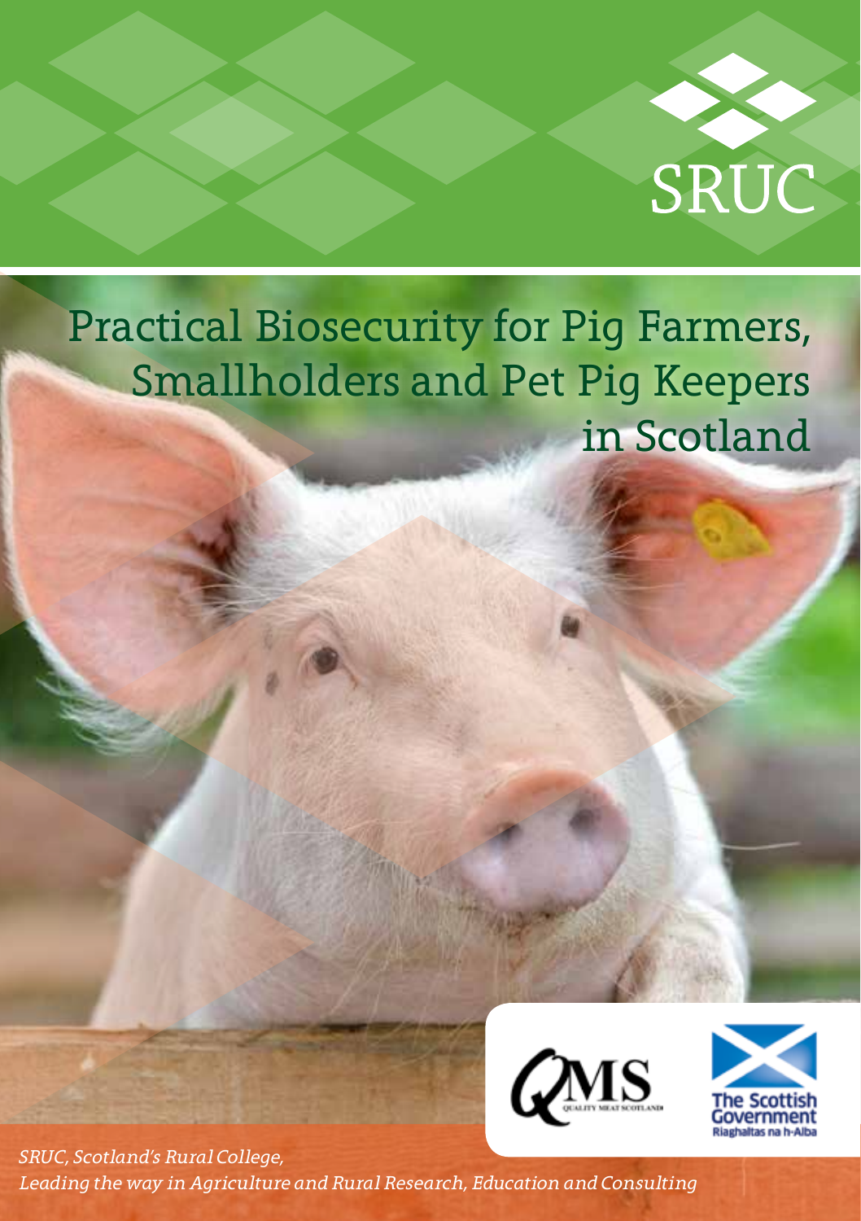SRUC

# Practical Biosecurity for Pig Farmers, Smallholders and Pet Pig Keepers in Scotland

QMS Quality Meat Scotland

The Scottish Government
Riaghaltas na h-Alba

*SRUC, Scotland's Rural College,*
*Leading the way in Agriculture and Rural Research, Education and Consulting*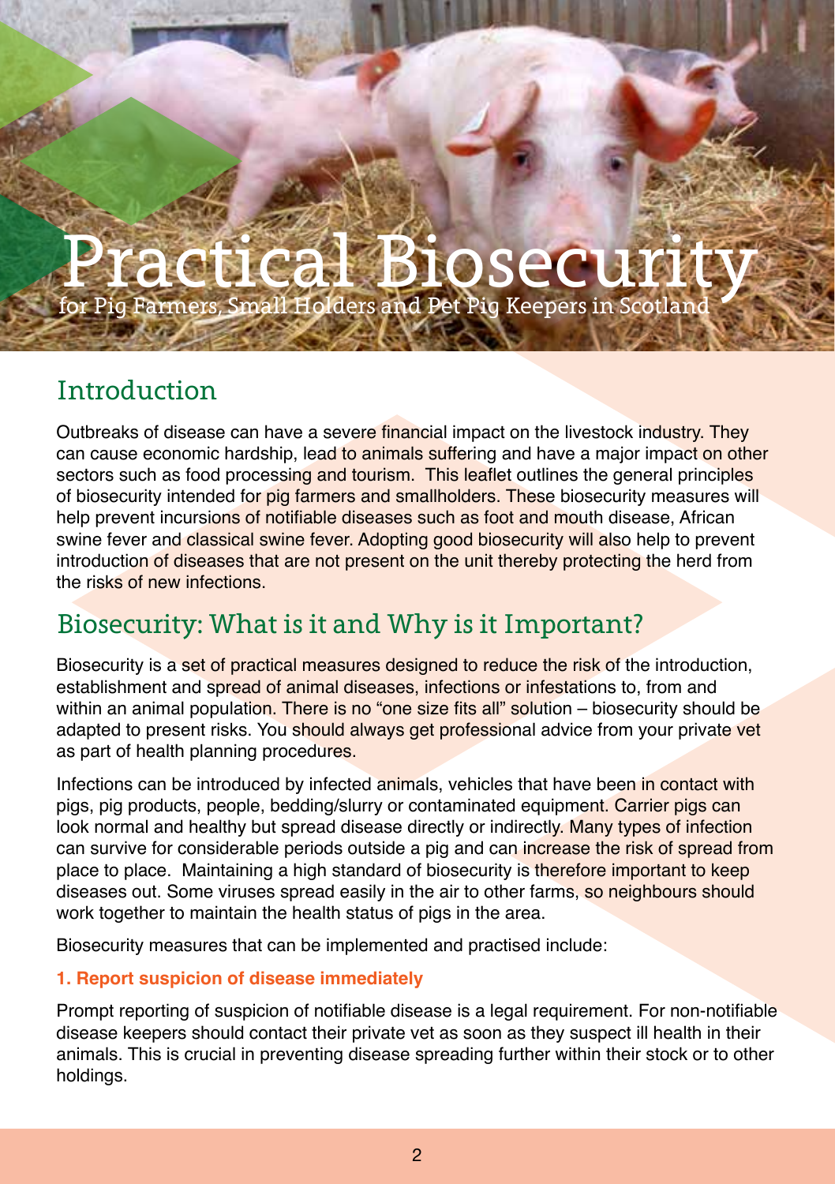# Practical Biosecurity

for Pig Farmers, Small Holders and Pet Pig Keepers in Scotland

## Introduction

Outbreaks of disease can have a severe financial impact on the livestock industry. They can cause economic hardship, lead to animals suffering and have a major impact on other sectors such as food processing and tourism. This leaflet outlines the general principles of biosecurity intended for pig farmers and smallholders. These biosecurity measures will help prevent incursions of notifiable diseases such as foot and mouth disease, African swine fever and classical swine fever. Adopting good biosecurity will also help to prevent introduction of diseases that are not present on the unit thereby protecting the herd from the risks of new infections.

## Biosecurity: What is it and Why is it Important?

Biosecurity is a set of practical measures designed to reduce the risk of the introduction, establishment and spread of animal diseases, infections or infestations to, from and within an animal population. There is no "one size fits all" solution – biosecurity should be adapted to present risks. You should always get professional advice from your private vet as part of health planning procedures.

Infections can be introduced by infected animals, vehicles that have been in contact with pigs, pig products, people, bedding/slurry or contaminated equipment. Carrier pigs can look normal and healthy but spread disease directly or indirectly. Many types of infection can survive for considerable periods outside a pig and can increase the risk of spread from place to place. Maintaining a high standard of biosecurity is therefore important to keep diseases out. Some viruses spread easily in the air to other farms, so neighbours should work together to maintain the health status of pigs in the area.

Biosecurity measures that can be implemented and practised include:

**1. Report suspicion of disease immediately**

Prompt reporting of suspicion of notifiable disease is a legal requirement. For non-notifiable disease keepers should contact their private vet as soon as they suspect ill health in their animals. This is crucial in preventing disease spreading further within their stock or to other holdings.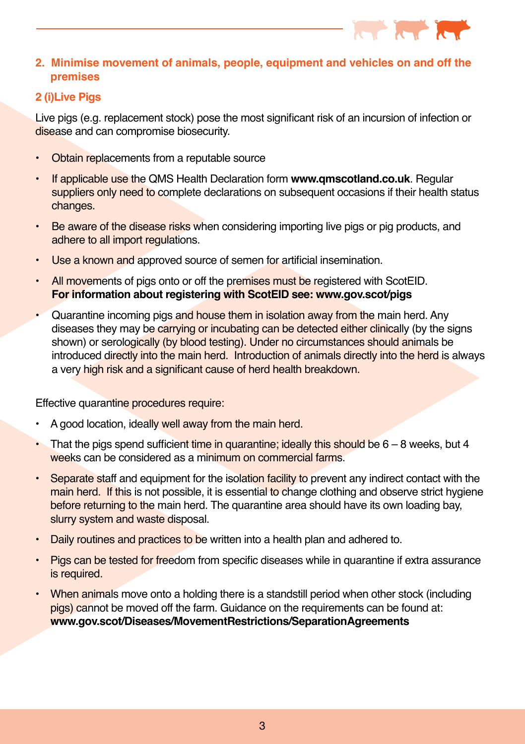## 2. Minimise movement of animals, people, equipment and vehicles on and off the premises

### 2 (i)Live Pigs

Live pigs (e.g. replacement stock) pose the most significant risk of an incursion of infection or disease and can compromise biosecurity.

- Obtain replacements from a reputable source
- If applicable use the QMS Health Declaration form **www.qmscotland.co.uk**. Regular suppliers only need to complete declarations on subsequent occasions if their health status changes.
- Be aware of the disease risks when considering importing live pigs or pig products, and adhere to all import regulations.
- Use a known and approved source of semen for artificial insemination.
- All movements of pigs onto or off the premises must be registered with ScotEID. **For information about registering with ScotEID see: www.gov.scot/pigs**
- Quarantine incoming pigs and house them in isolation away from the main herd. Any diseases they may be carrying or incubating can be detected either clinically (by the signs shown) or serologically (by blood testing). Under no circumstances should animals be introduced directly into the main herd. Introduction of animals directly into the herd is always a very high risk and a significant cause of herd health breakdown.

Effective quarantine procedures require:

- A good location, ideally well away from the main herd.
- That the pigs spend sufficient time in quarantine; ideally this should be 6 – 8 weeks, but 4 weeks can be considered as a minimum on commercial farms.
- Separate staff and equipment for the isolation facility to prevent any indirect contact with the main herd. If this is not possible, it is essential to change clothing and observe strict hygiene before returning to the main herd. The quarantine area should have its own loading bay, slurry system and waste disposal.
- Daily routines and practices to be written into a health plan and adhered to.
- Pigs can be tested for freedom from specific diseases while in quarantine if extra assurance is required.
- When animals move onto a holding there is a standstill period when other stock (including pigs) cannot be moved off the farm. Guidance on the requirements can be found at: **www.gov.scot/Diseases/MovementRestrictions/SeparationAgreements**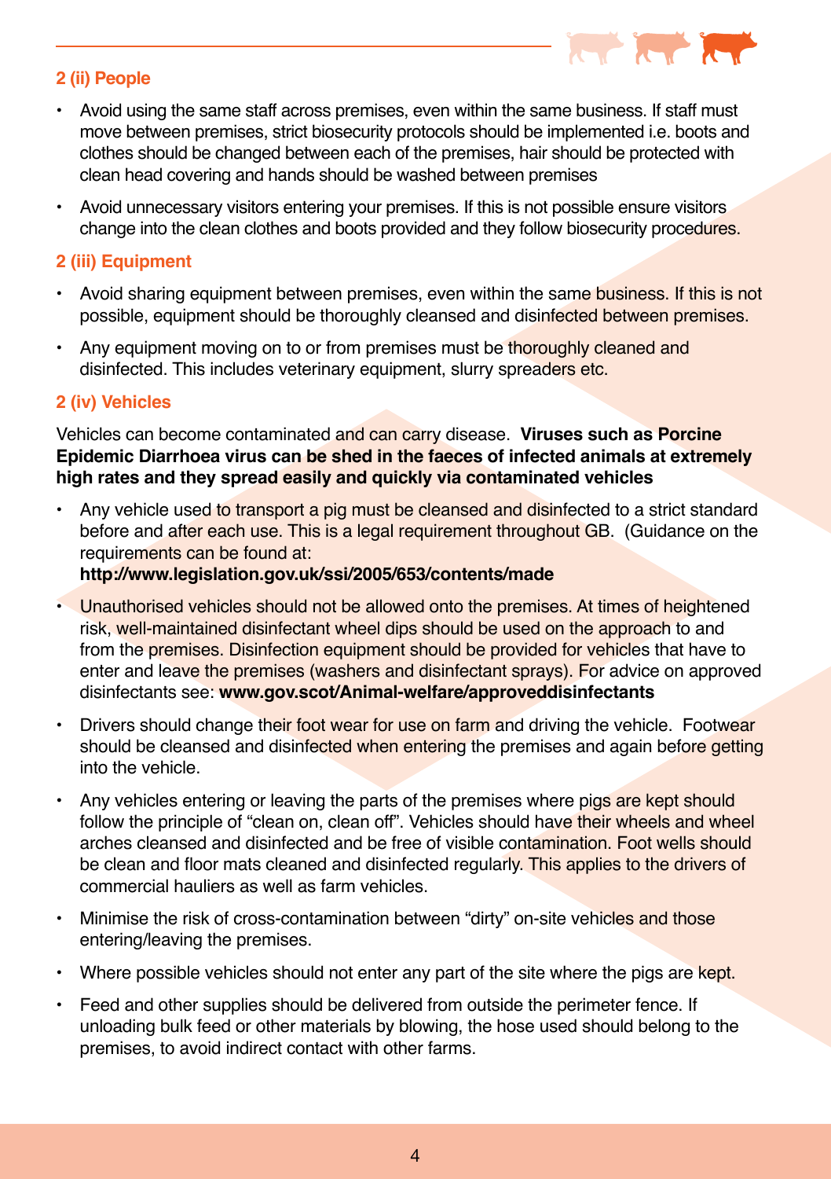### 2 (ii) People

- Avoid using the same staff across premises, even within the same business. If staff must move between premises, strict biosecurity protocols should be implemented i.e. boots and clothes should be changed between each of the premises, hair should be protected with clean head covering and hands should be washed between premises
- Avoid unnecessary visitors entering your premises. If this is not possible ensure visitors change into the clean clothes and boots provided and they follow biosecurity procedures.

### 2 (iii) Equipment

- Avoid sharing equipment between premises, even within the same business. If this is not possible, equipment should be thoroughly cleansed and disinfected between premises.
- Any equipment moving on to or from premises must be thoroughly cleaned and disinfected. This includes veterinary equipment, slurry spreaders etc.

### 2 (iv) Vehicles

Vehicles can become contaminated and can carry disease. **Viruses such as Porcine Epidemic Diarrhoea virus can be shed in the faeces of infected animals at extremely high rates and they spread easily and quickly via contaminated vehicles**

- Any vehicle used to transport a pig must be cleansed and disinfected to a strict standard before and after each use. This is a legal requirement throughout GB. (Guidance on the requirements can be found at: **http://www.legislation.gov.uk/ssi/2005/653/contents/made**
- Unauthorised vehicles should not be allowed onto the premises. At times of heightened risk, well-maintained disinfectant wheel dips should be used on the approach to and from the premises. Disinfection equipment should be provided for vehicles that have to enter and leave the premises (washers and disinfectant sprays). For advice on approved disinfectants see: **www.gov.scot/Animal-welfare/approveddisinfectants**
- Drivers should change their foot wear for use on farm and driving the vehicle. Footwear should be cleansed and disinfected when entering the premises and again before getting into the vehicle.
- Any vehicles entering or leaving the parts of the premises where pigs are kept should follow the principle of "clean on, clean off". Vehicles should have their wheels and wheel arches cleansed and disinfected and be free of visible contamination. Foot wells should be clean and floor mats cleaned and disinfected regularly. This applies to the drivers of commercial hauliers as well as farm vehicles.
- Minimise the risk of cross-contamination between "dirty" on-site vehicles and those entering/leaving the premises.
- Where possible vehicles should not enter any part of the site where the pigs are kept.
- Feed and other supplies should be delivered from outside the perimeter fence. If unloading bulk feed or other materials by blowing, the hose used should belong to the premises, to avoid indirect contact with other farms.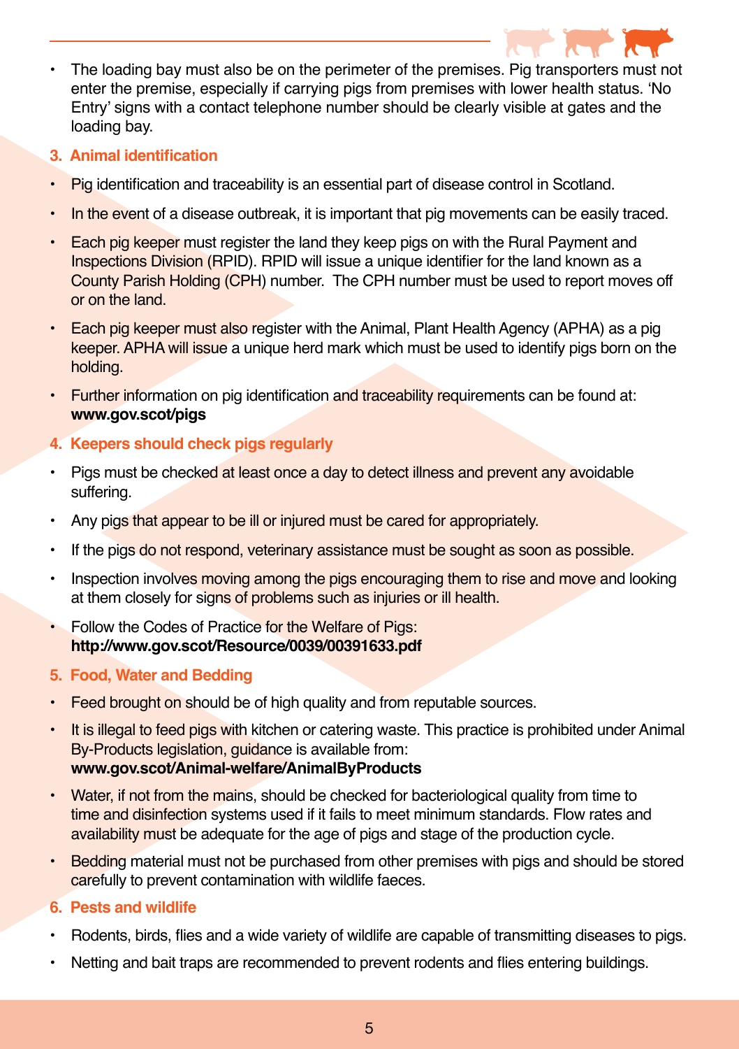- The loading bay must also be on the perimeter of the premises. Pig transporters must not enter the premise, especially if carrying pigs from premises with lower health status. 'No Entry' signs with a contact telephone number should be clearly visible at gates and the loading bay.

### 3. Animal identification

- Pig identification and traceability is an essential part of disease control in Scotland.
- In the event of a disease outbreak, it is important that pig movements can be easily traced.
- Each pig keeper must register the land they keep pigs on with the Rural Payment and Inspections Division (RPID). RPID will issue a unique identifier for the land known as a County Parish Holding (CPH) number. The CPH number must be used to report moves off or on the land.
- Each pig keeper must also register with the Animal, Plant Health Agency (APHA) as a pig keeper. APHA will issue a unique herd mark which must be used to identify pigs born on the holding.
- Further information on pig identification and traceability requirements can be found at: **www.gov.scot/pigs**

### 4. Keepers should check pigs regularly

- Pigs must be checked at least once a day to detect illness and prevent any avoidable suffering.
- Any pigs that appear to be ill or injured must be cared for appropriately.
- If the pigs do not respond, veterinary assistance must be sought as soon as possible.
- Inspection involves moving among the pigs encouraging them to rise and move and looking at them closely for signs of problems such as injuries or ill health.
- Follow the Codes of Practice for the Welfare of Pigs: **http://www.gov.scot/Resource/0039/00391633.pdf**

### 5. Food, Water and Bedding

- Feed brought on should be of high quality and from reputable sources.
- It is illegal to feed pigs with kitchen or catering waste. This practice is prohibited under Animal By-Products legislation, guidance is available from: **www.gov.scot/Animal-welfare/AnimalByProducts**
- Water, if not from the mains, should be checked for bacteriological quality from time to time and disinfection systems used if it fails to meet minimum standards. Flow rates and availability must be adequate for the age of pigs and stage of the production cycle.
- Bedding material must not be purchased from other premises with pigs and should be stored carefully to prevent contamination with wildlife faeces.

### 6. Pests and wildlife

- Rodents, birds, flies and a wide variety of wildlife are capable of transmitting diseases to pigs.
- Netting and bait traps are recommended to prevent rodents and flies entering buildings.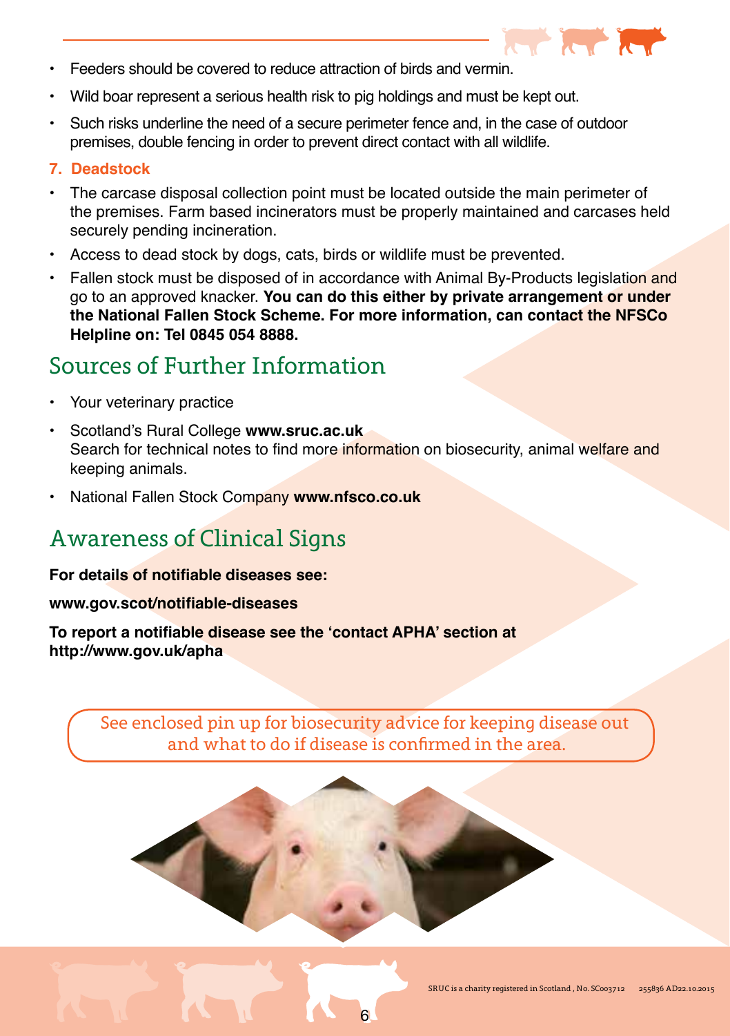- Feeders should be covered to reduce attraction of birds and vermin.
- Wild boar represent a serious health risk to pig holdings and must be kept out.
- Such risks underline the need of a secure perimeter fence and, in the case of outdoor premises, double fencing in order to prevent direct contact with all wildlife.

### 7. Deadstock

- The carcase disposal collection point must be located outside the main perimeter of the premises. Farm based incinerators must be properly maintained and carcases held securely pending incineration.
- Access to dead stock by dogs, cats, birds or wildlife must be prevented.
- Fallen stock must be disposed of in accordance with Animal By-Products legislation and go to an approved knacker. **You can do this either by private arrangement or under the National Fallen Stock Scheme. For more information, can contact the NFSCo Helpline on: Tel 0845 054 8888.**

## Sources of Further Information

- Your veterinary practice
- Scotland's Rural College **www.sruc.ac.uk**
  Search for technical notes to find more information on biosecurity, animal welfare and keeping animals.
- National Fallen Stock Company **www.nfsco.co.uk**

## Awareness of Clinical Signs

**For details of notifiable diseases see:**

**www.gov.scot/notifiable-diseases**

**To report a notifiable disease see the 'contact APHA' section at http://www.gov.uk/apha**

See enclosed pin up for biosecurity advice for keeping disease out and what to do if disease is confirmed in the area.

SRUC is a charity registered in Scotland , No. SC003712 255836 AD22.10.2015